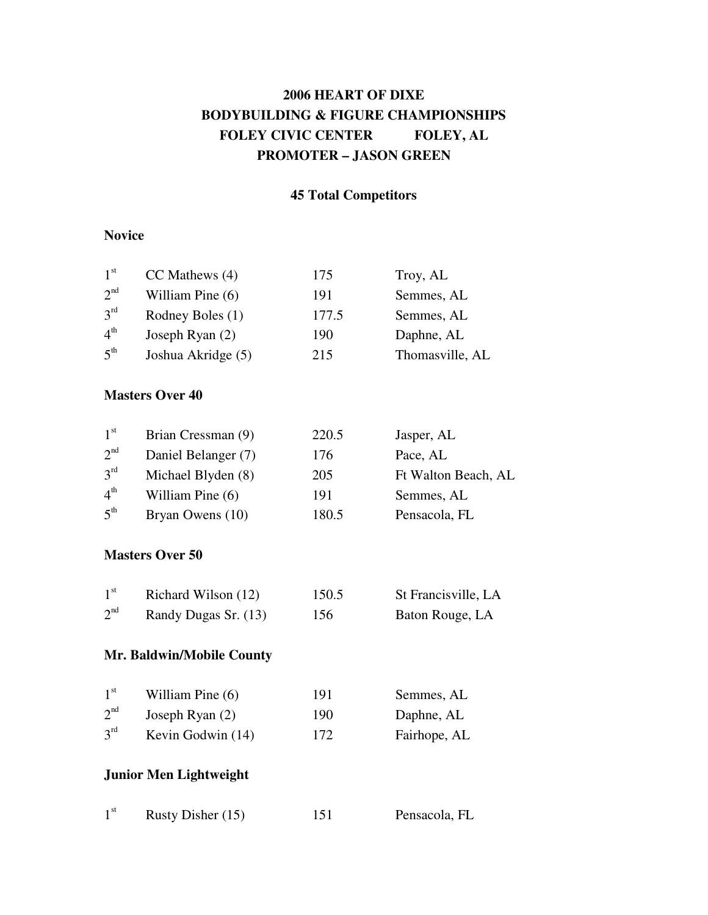# 2006 HEART OF DIXE
# BODYBUILDING & FIGURE CHAMPIONSHIPS
# FOLEY CIVIC CENTER FOLEY, AL
# PROMOTER – JASON GREEN

**45 Total Competitors**

## Novice

| | | | |
|---|---|---|---|
| 1st | CC Mathews (4) | 175 | Troy, AL |
| 2nd | William Pine (6) | 191 | Semmes, AL |
| 3rd | Rodney Boles (1) | 177.5 | Semmes, AL |
| 4th | Joseph Ryan (2) | 190 | Daphne, AL |
| 5th | Joshua Akridge (5) | 215 | Thomasville, AL |

## Masters Over 40

| | | | |
|---|---|---|---|
| 1st | Brian Cressman (9) | 220.5 | Jasper, AL |
| 2nd | Daniel Belanger (7) | 176 | Pace, AL |
| 3rd | Michael Blyden (8) | 205 | Ft Walton Beach, AL |
| 4th | William Pine (6) | 191 | Semmes, AL |
| 5th | Bryan Owens (10) | 180.5 | Pensacola, FL |

## Masters Over 50

| | | | |
|---|---|---|---|
| 1st | Richard Wilson (12) | 150.5 | St Francisville, LA |
| 2nd | Randy Dugas Sr. (13) | 156 | Baton Rouge, LA |

## Mr. Baldwin/Mobile County

| | | | |
|---|---|---|---|
| 1st | William Pine (6) | 191 | Semmes, AL |
| 2nd | Joseph Ryan (2) | 190 | Daphne, AL |
| 3rd | Kevin Godwin (14) | 172 | Fairhope, AL |

## Junior Men Lightweight

| | | | |
|---|---|---|---|
| 1st | Rusty Disher (15) | 151 | Pensacola, FL |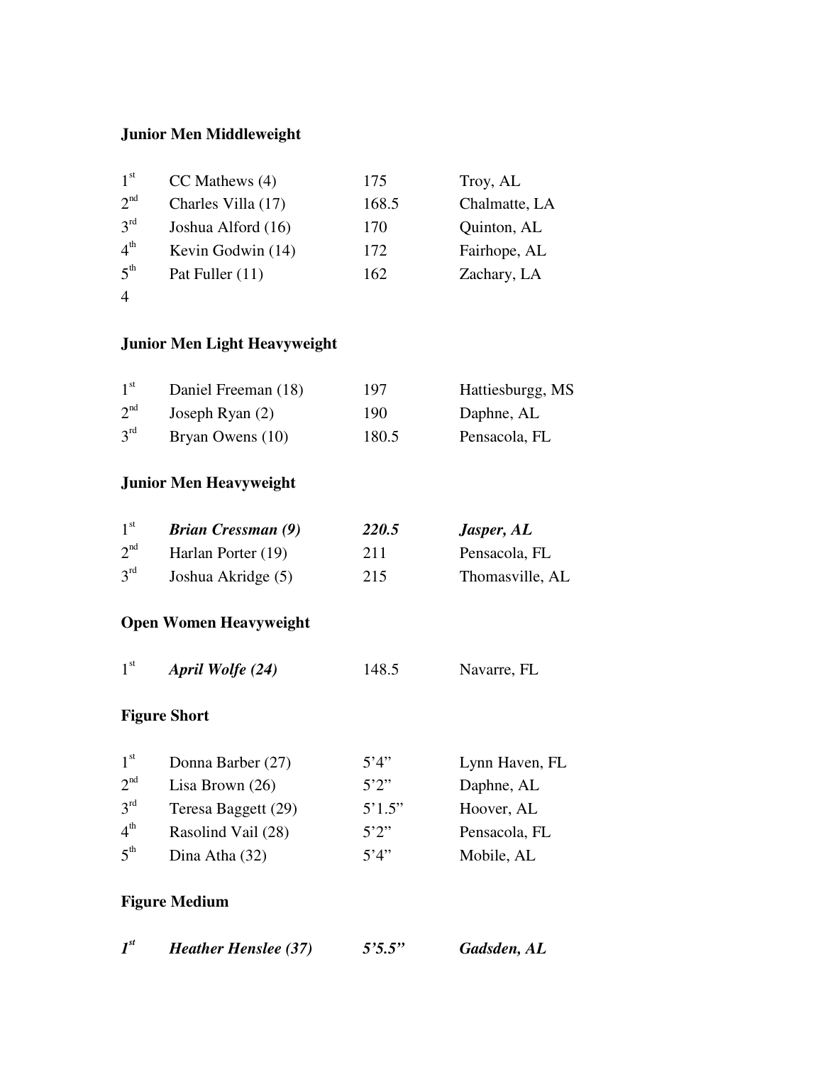**Junior Men Middleweight**

| | | | |
|---|---|---|---|
| 1st | CC Mathews (4) | 175 | Troy, AL |
| 2nd | Charles Villa (17) | 168.5 | Chalmatte, LA |
| 3rd | Joshua Alford (16) | 170 | Quinton, AL |
| 4th | Kevin Godwin (14) | 172 | Fairhope, AL |
| 5th | Pat Fuller (11) | 162 | Zachary, LA |

4

**Junior Men Light Heavyweight**

| | | | |
|---|---|---|---|
| 1st | Daniel Freeman (18) | 197 | Hattiesburgg, MS |
| 2nd | Joseph Ryan (2) | 190 | Daphne, AL |
| 3rd | Bryan Owens (10) | 180.5 | Pensacola, FL |

**Junior Men Heavyweight**

| | | | |
|---|---|---|---|
| 1st | ***Brian Cressman (9)*** | ***220.5*** | ***Jasper, AL*** |
| 2nd | Harlan Porter (19) | 211 | Pensacola, FL |
| 3rd | Joshua Akridge (5) | 215 | Thomasville, AL |

**Open Women Heavyweight**

| | | | |
|---|---|---|---|
| 1st | ***April Wolfe (24)*** | 148.5 | Navarre, FL |

**Figure Short**

| | | | |
|---|---|---|---|
| 1st | Donna Barber (27) | 5'4" | Lynn Haven, FL |
| 2nd | Lisa Brown (26) | 5'2" | Daphne, AL |
| 3rd | Teresa Baggett (29) | 5'1.5" | Hoover, AL |
| 4th | Rasolind Vail (28) | 5'2" | Pensacola, FL |
| 5th | Dina Atha (32) | 5'4" | Mobile, AL |

**Figure Medium**

| | | | |
|---|---|---|---|
| ***1st*** | ***Heather Henslee (37)*** | ***5'5.5"*** | ***Gadsden, AL*** |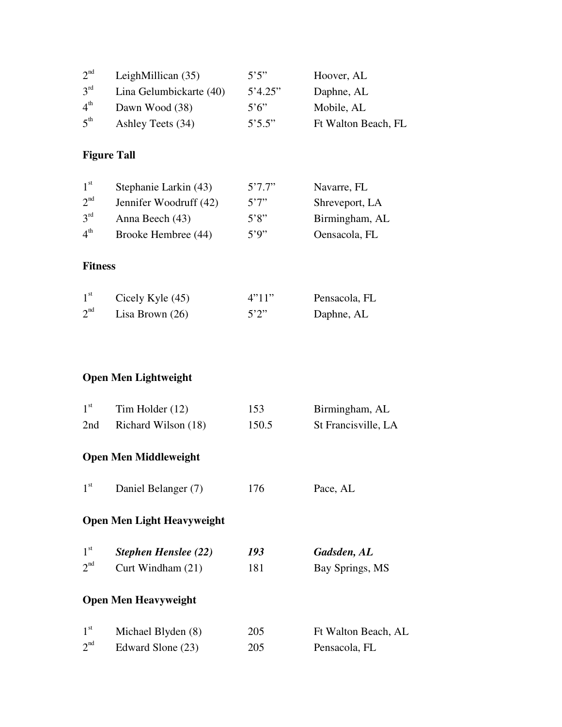| | | | |
|---|---|---|---|
| 2nd | LeighMillican (35) | 5'5" | Hoover, AL |
| 3rd | Lina Gelumbickarte (40) | 5'4.25" | Daphne, AL |
| 4th | Dawn Wood (38) | 5'6" | Mobile, AL |
| 5th | Ashley Teets (34) | 5'5.5" | Ft Walton Beach, FL |

**Figure Tall**

| | | | |
|---|---|---|---|
| 1st | Stephanie Larkin (43) | 5'7.7" | Navarre, FL |
| 2nd | Jennifer Woodruff (42) | 5'7" | Shreveport, LA |
| 3rd | Anna Beech (43) | 5'8" | Birmingham, AL |
| 4th | Brooke Hembree (44) | 5'9" | Oensacola, FL |

**Fitness**

| | | | |
|---|---|---|---|
| 1st | Cicely Kyle (45) | 4"11" | Pensacola, FL |
| 2nd | Lisa Brown (26) | 5'2" | Daphne, AL |

**Open Men Lightweight**

| | | | |
|---|---|---|---|
| 1st | Tim Holder (12) | 153 | Birmingham, AL |
| 2nd | Richard Wilson (18) | 150.5 | St Francisville, LA |

**Open Men Middleweight**

| | | | |
|---|---|---|---|
| 1st | Daniel Belanger (7) | 176 | Pace, AL |

**Open Men Light Heavyweight**

| | | | |
|---|---|---|---|
| 1st | ***Stephen Henslee (22)*** | ***193*** | ***Gadsden, AL*** |
| 2nd | Curt Windham (21) | 181 | Bay Springs, MS |

**Open Men Heavyweight**

| | | | |
|---|---|---|---|
| 1st | Michael Blyden (8) | 205 | Ft Walton Beach, AL |
| 2nd | Edward Slone (23) | 205 | Pensacola, FL |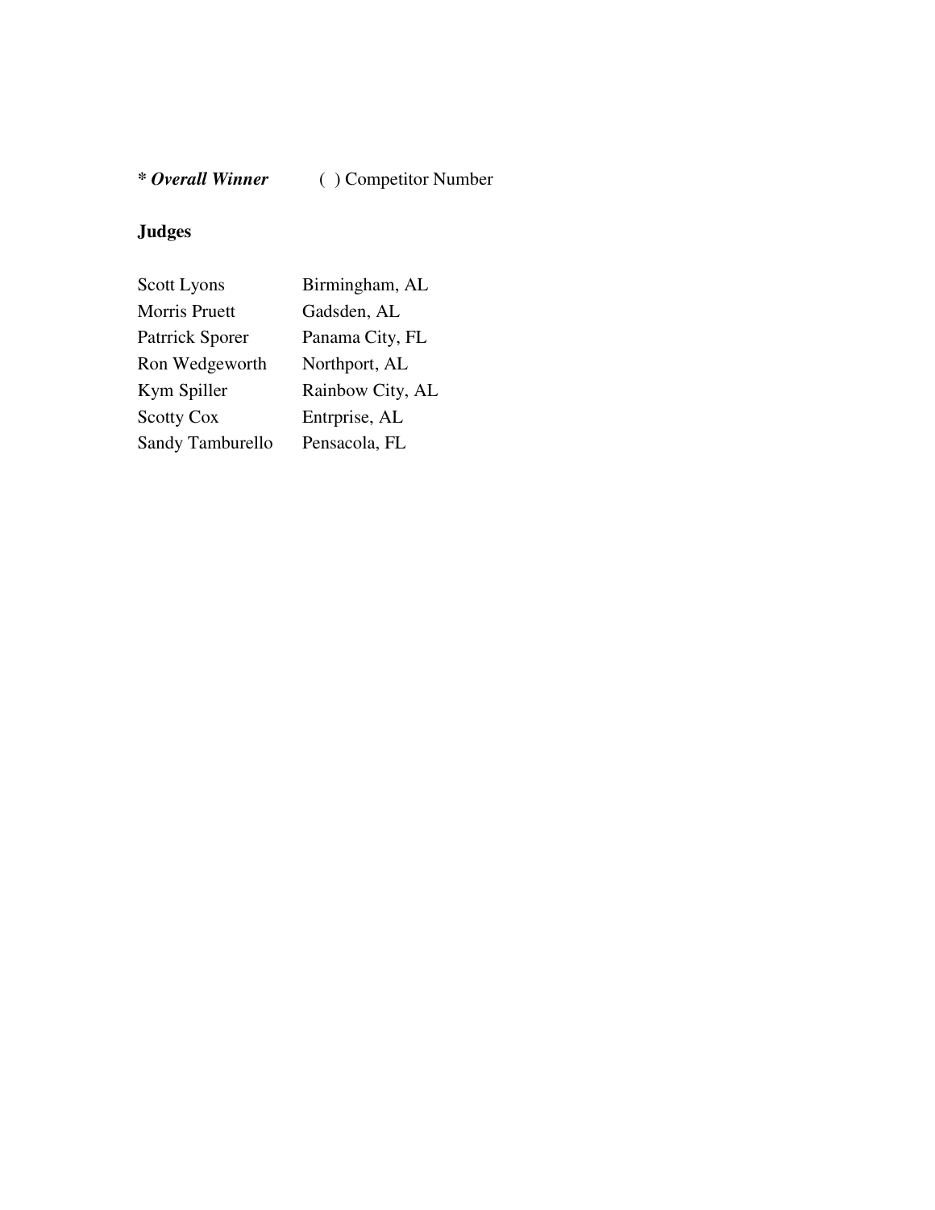***Overall Winner**     ( ) Competitor Number

**Judges**

| | |
|---|---|
| Scott Lyons | Birmingham, AL |
| Morris Pruett | Gadsden, AL |
| Patrrick Sporer | Panama City, FL |
| Ron Wedgeworth | Northport, AL |
| Kym Spiller | Rainbow City, AL |
| Scotty Cox | Entrprise, AL |
| Sandy Tamburello | Pensacola, FL |